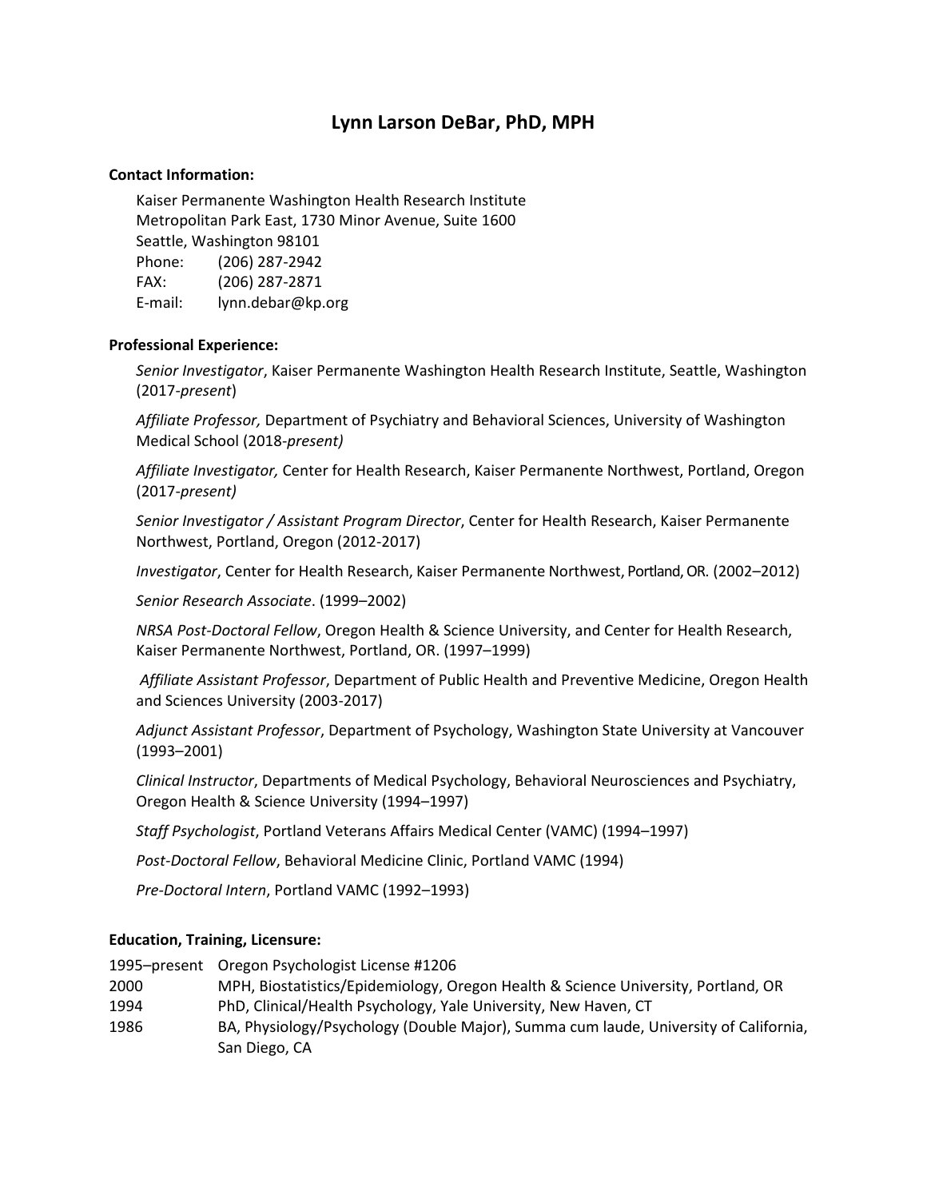# Lynn Larson DeBar, PhD, MPH

**Contact Information:**

Kaiser Permanente Washington Health Research Institute
Metropolitan Park East, 1730 Minor Avenue, Suite 1600
Seattle, Washington 98101
Phone: (206) 287-2942
FAX: (206) 287-2871
E-mail: lynn.debar@kp.org

**Professional Experience:**

*Senior Investigator*, Kaiser Permanente Washington Health Research Institute, Seattle, Washington (2017-*present*)

*Affiliate Professor,* Department of Psychiatry and Behavioral Sciences, University of Washington Medical School (2018-*present)*

*Affiliate Investigator,* Center for Health Research, Kaiser Permanente Northwest, Portland, Oregon (2017-*present)*

*Senior Investigator / Assistant Program Director*, Center for Health Research, Kaiser Permanente Northwest, Portland, Oregon (2012-2017)

*Investigator*, Center for Health Research, Kaiser Permanente Northwest, Portland, OR. (2002–2012)

*Senior Research Associate*. (1999–2002)

*NRSA Post-Doctoral Fellow*, Oregon Health & Science University, and Center for Health Research, Kaiser Permanente Northwest, Portland, OR. (1997–1999)

*Affiliate Assistant Professor*, Department of Public Health and Preventive Medicine, Oregon Health and Sciences University (2003-2017)

*Adjunct Assistant Professor*, Department of Psychology, Washington State University at Vancouver (1993–2001)

*Clinical Instructor*, Departments of Medical Psychology, Behavioral Neurosciences and Psychiatry, Oregon Health & Science University (1994–1997)

*Staff Psychologist*, Portland Veterans Affairs Medical Center (VAMC) (1994–1997)

*Post-Doctoral Fellow*, Behavioral Medicine Clinic, Portland VAMC (1994)

*Pre-Doctoral Intern*, Portland VAMC (1992–1993)

**Education, Training, Licensure:**

1995–present Oregon Psychologist License #1206
2000 MPH, Biostatistics/Epidemiology, Oregon Health & Science University, Portland, OR
1994 PhD, Clinical/Health Psychology, Yale University, New Haven, CT
1986 BA, Physiology/Psychology (Double Major), Summa cum laude, University of California, San Diego, CA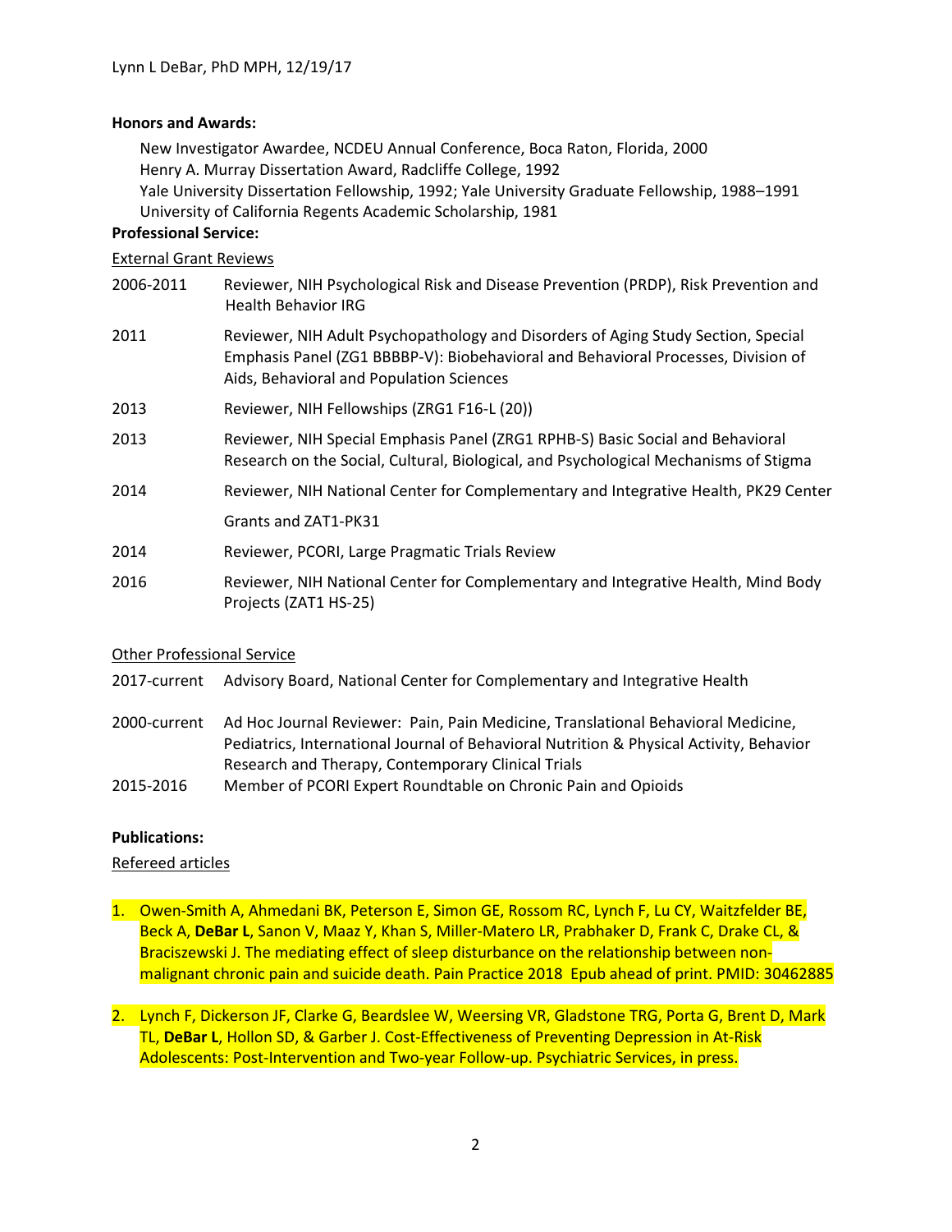**Honors and Awards:**

New Investigator Awardee, NCDEU Annual Conference, Boca Raton, Florida, 2000
Henry A. Murray Dissertation Award, Radcliffe College, 1992
Yale University Dissertation Fellowship, 1992; Yale University Graduate Fellowship, 1988–1991
University of California Regents Academic Scholarship, 1981

**Professional Service:**

External Grant Reviews

| | |
|---|---|
| 2006-2011 | Reviewer, NIH Psychological Risk and Disease Prevention (PRDP), Risk Prevention and Health Behavior IRG |
| 2011 | Reviewer, NIH Adult Psychopathology and Disorders of Aging Study Section, Special Emphasis Panel (ZG1 BBBBP-V): Biobehavioral and Behavioral Processes, Division of Aids, Behavioral and Population Sciences |
| 2013 | Reviewer, NIH Fellowships (ZRG1 F16-L (20)) |
| 2013 | Reviewer, NIH Special Emphasis Panel (ZRG1 RPHB-S) Basic Social and Behavioral Research on the Social, Cultural, Biological, and Psychological Mechanisms of Stigma |
| 2014 | Reviewer, NIH National Center for Complementary and Integrative Health, PK29 Center Grants and ZAT1-PK31 |
| 2014 | Reviewer, PCORI, Large Pragmatic Trials Review |
| 2016 | Reviewer, NIH National Center for Complementary and Integrative Health, Mind Body Projects (ZAT1 HS-25) |

Other Professional Service

| | |
|---|---|
| 2017-current | Advisory Board, National Center for Complementary and Integrative Health |
| 2000-current | Ad Hoc Journal Reviewer: Pain, Pain Medicine, Translational Behavioral Medicine, Pediatrics, International Journal of Behavioral Nutrition & Physical Activity, Behavior Research and Therapy, Contemporary Clinical Trials |
| 2015-2016 | Member of PCORI Expert Roundtable on Chronic Pain and Opioids |

**Publications:**

Refereed articles

1. Owen-Smith A, Ahmedani BK, Peterson E, Simon GE, Rossom RC, Lynch F, Lu CY, Waitzfelder BE, Beck A, **DeBar L**, Sanon V, Maaz Y, Khan S, Miller-Matero LR, Prabhaker D, Frank C, Drake CL, & Braciszewski J. The mediating effect of sleep disturbance on the relationship between non-malignant chronic pain and suicide death. Pain Practice 2018 Epub ahead of print. PMID: 30462885

2. Lynch F, Dickerson JF, Clarke G, Beardslee W, Weersing VR, Gladstone TRG, Porta G, Brent D, Mark TL, **DeBar L**, Hollon SD, & Garber J. Cost-Effectiveness of Preventing Depression in At-Risk Adolescents: Post-Intervention and Two-year Follow-up. Psychiatric Services, in press.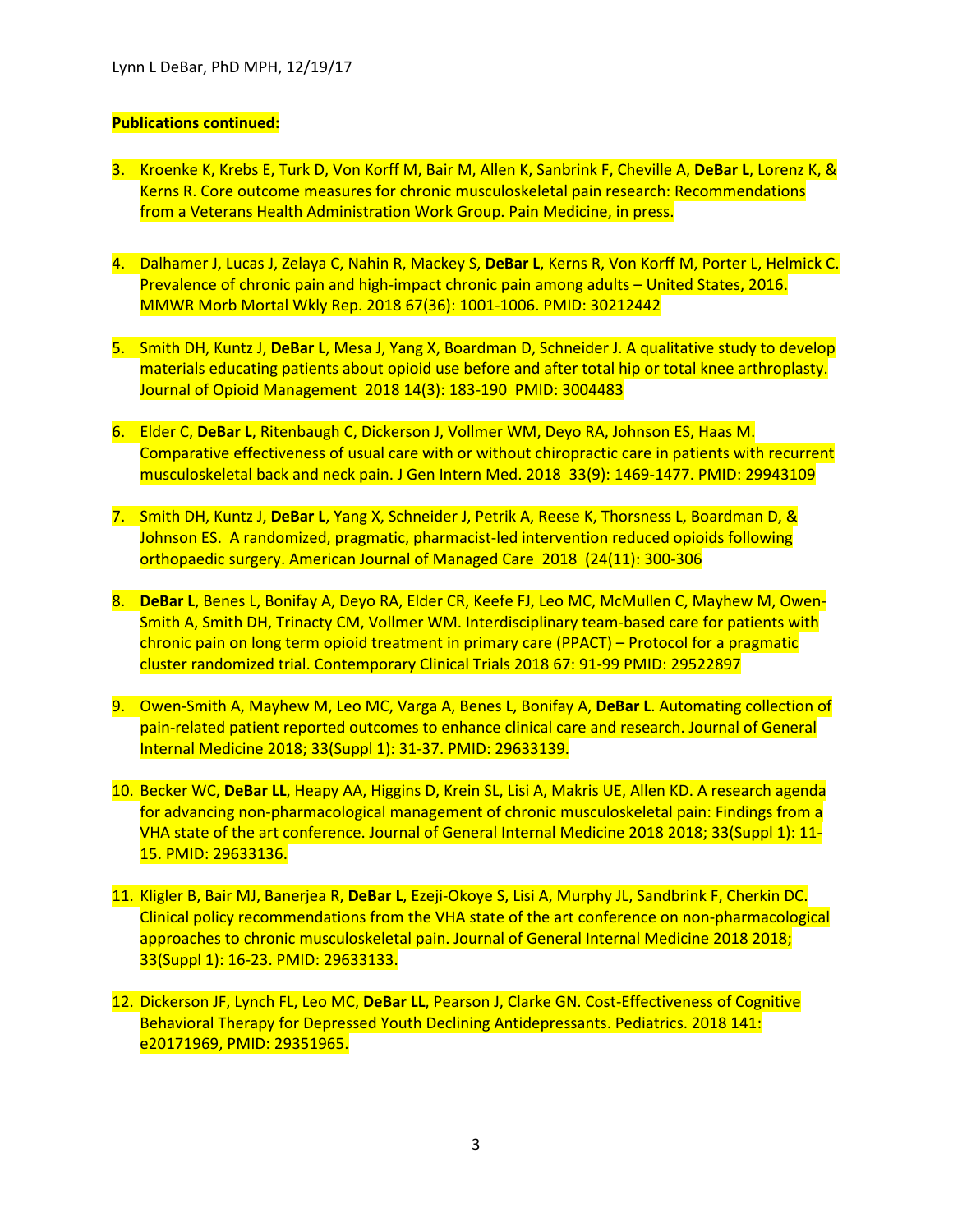**Publications continued:**

3. Kroenke K, Krebs E, Turk D, Von Korff M, Bair M, Allen K, Sanbrink F, Cheville A, **DeBar L**, Lorenz K, & Kerns R. Core outcome measures for chronic musculoskeletal pain research: Recommendations from a Veterans Health Administration Work Group. Pain Medicine, in press.

4. Dalhamer J, Lucas J, Zelaya C, Nahin R, Mackey S, **DeBar L**, Kerns R, Von Korff M, Porter L, Helmick C. Prevalence of chronic pain and high-impact chronic pain among adults – United States, 2016. MMWR Morb Mortal Wkly Rep. 2018 67(36): 1001-1006. PMID: 30212442

5. Smith DH, Kuntz J, **DeBar L**, Mesa J, Yang X, Boardman D, Schneider J. A qualitative study to develop materials educating patients about opioid use before and after total hip or total knee arthroplasty. Journal of Opioid Management 2018 14(3): 183-190 PMID: 3004483

6. Elder C, **DeBar L**, Ritenbaugh C, Dickerson J, Vollmer WM, Deyo RA, Johnson ES, Haas M. Comparative effectiveness of usual care with or without chiropractic care in patients with recurrent musculoskeletal back and neck pain. J Gen Intern Med. 2018 33(9): 1469-1477. PMID: 29943109

7. Smith DH, Kuntz J, **DeBar L**, Yang X, Schneider J, Petrik A, Reese K, Thorsness L, Boardman D, & Johnson ES. A randomized, pragmatic, pharmacist-led intervention reduced opioids following orthopaedic surgery. American Journal of Managed Care 2018 (24(11): 300-306

8. **DeBar L**, Benes L, Bonifay A, Deyo RA, Elder CR, Keefe FJ, Leo MC, McMullen C, Mayhew M, Owen-Smith A, Smith DH, Trinacty CM, Vollmer WM. Interdisciplinary team-based care for patients with chronic pain on long term opioid treatment in primary care (PPACT) – Protocol for a pragmatic cluster randomized trial. Contemporary Clinical Trials 2018 67: 91-99 PMID: 29522897

9. Owen-Smith A, Mayhew M, Leo MC, Varga A, Benes L, Bonifay A, **DeBar L**. Automating collection of pain-related patient reported outcomes to enhance clinical care and research. Journal of General Internal Medicine 2018; 33(Suppl 1): 31-37. PMID: 29633139.

10. Becker WC, **DeBar LL**, Heapy AA, Higgins D, Krein SL, Lisi A, Makris UE, Allen KD. A research agenda for advancing non-pharmacological management of chronic musculoskeletal pain: Findings from a VHA state of the art conference. Journal of General Internal Medicine 2018 2018; 33(Suppl 1): 11-15. PMID: 29633136.

11. Kligler B, Bair MJ, Banerjea R, **DeBar L**, Ezeji-Okoye S, Lisi A, Murphy JL, Sandbrink F, Cherkin DC. Clinical policy recommendations from the VHA state of the art conference on non-pharmacological approaches to chronic musculoskeletal pain. Journal of General Internal Medicine 2018 2018; 33(Suppl 1): 16-23. PMID: 29633133.

12. Dickerson JF, Lynch FL, Leo MC, **DeBar LL**, Pearson J, Clarke GN. Cost-Effectiveness of Cognitive Behavioral Therapy for Depressed Youth Declining Antidepressants. Pediatrics. 2018 141: e20171969, PMID: 29351965.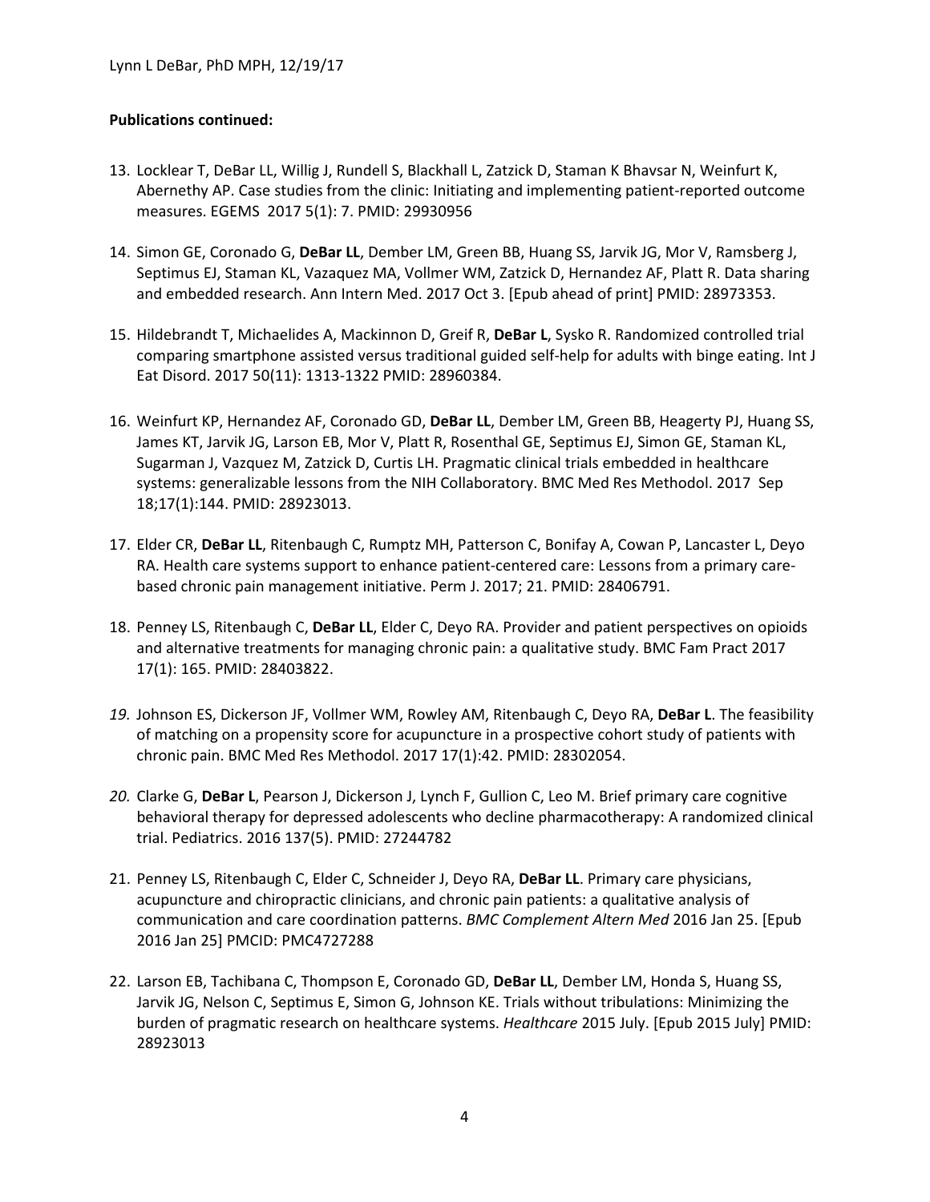**Publications continued:**

13. Locklear T, DeBar LL, Willig J, Rundell S, Blackhall L, Zatzick D, Staman K Bhavsar N, Weinfurt K, Abernethy AP. Case studies from the clinic: Initiating and implementing patient-reported outcome measures. EGEMS 2017 5(1): 7. PMID: 29930956

14. Simon GE, Coronado G, **DeBar LL**, Dember LM, Green BB, Huang SS, Jarvik JG, Mor V, Ramsberg J, Septimus EJ, Staman KL, Vazaquez MA, Vollmer WM, Zatzick D, Hernandez AF, Platt R. Data sharing and embedded research. Ann Intern Med. 2017 Oct 3. [Epub ahead of print] PMID: 28973353.

15. Hildebrandt T, Michaelides A, Mackinnon D, Greif R, **DeBar L**, Sysko R. Randomized controlled trial comparing smartphone assisted versus traditional guided self-help for adults with binge eating. Int J Eat Disord. 2017 50(11): 1313-1322 PMID: 28960384.

16. Weinfurt KP, Hernandez AF, Coronado GD, **DeBar LL**, Dember LM, Green BB, Heagerty PJ, Huang SS, James KT, Jarvik JG, Larson EB, Mor V, Platt R, Rosenthal GE, Septimus EJ, Simon GE, Staman KL, Sugarman J, Vazquez M, Zatzick D, Curtis LH. Pragmatic clinical trials embedded in healthcare systems: generalizable lessons from the NIH Collaboratory. BMC Med Res Methodol. 2017 Sep 18;17(1):144. PMID: 28923013.

17. Elder CR, **DeBar LL**, Ritenbaugh C, Rumptz MH, Patterson C, Bonifay A, Cowan P, Lancaster L, Deyo RA. Health care systems support to enhance patient-centered care: Lessons from a primary care-based chronic pain management initiative. Perm J. 2017; 21. PMID: 28406791.

18. Penney LS, Ritenbaugh C, **DeBar LL**, Elder C, Deyo RA. Provider and patient perspectives on opioids and alternative treatments for managing chronic pain: a qualitative study. BMC Fam Pract 2017 17(1): 165. PMID: 28403822.

19. Johnson ES, Dickerson JF, Vollmer WM, Rowley AM, Ritenbaugh C, Deyo RA, **DeBar L**. The feasibility of matching on a propensity score for acupuncture in a prospective cohort study of patients with chronic pain. BMC Med Res Methodol. 2017 17(1):42. PMID: 28302054.

20. Clarke G, **DeBar L**, Pearson J, Dickerson J, Lynch F, Gullion C, Leo M. Brief primary care cognitive behavioral therapy for depressed adolescents who decline pharmacotherapy: A randomized clinical trial. Pediatrics. 2016 137(5). PMID: 27244782

21. Penney LS, Ritenbaugh C, Elder C, Schneider J, Deyo RA, **DeBar LL**. Primary care physicians, acupuncture and chiropractic clinicians, and chronic pain patients: a qualitative analysis of communication and care coordination patterns. *BMC Complement Altern Med* 2016 Jan 25. [Epub 2016 Jan 25] PMCID: PMC4727288

22. Larson EB, Tachibana C, Thompson E, Coronado GD, **DeBar LL**, Dember LM, Honda S, Huang SS, Jarvik JG, Nelson C, Septimus E, Simon G, Johnson KE. Trials without tribulations: Minimizing the burden of pragmatic research on healthcare systems. *Healthcare* 2015 July. [Epub 2015 July] PMID: 28923013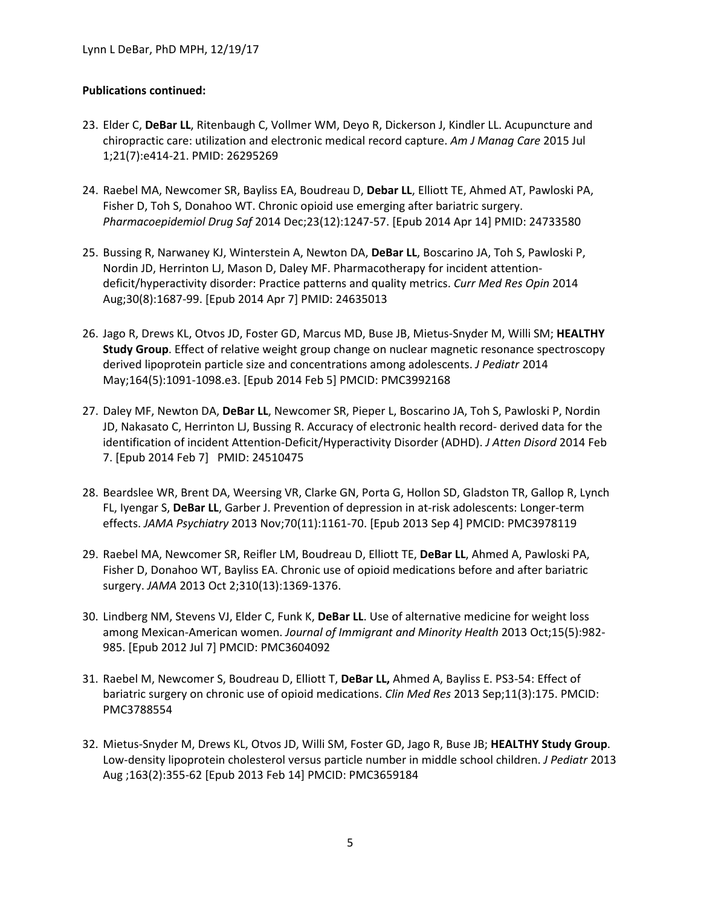**Publications continued:**

23. Elder C, **DeBar LL**, Ritenbaugh C, Vollmer WM, Deyo R, Dickerson J, Kindler LL. Acupuncture and chiropractic care: utilization and electronic medical record capture. *Am J Manag Care* 2015 Jul 1;21(7):e414-21. PMID: 26295269

24. Raebel MA, Newcomer SR, Bayliss EA, Boudreau D, **Debar LL**, Elliott TE, Ahmed AT, Pawloski PA, Fisher D, Toh S, Donahoo WT. Chronic opioid use emerging after bariatric surgery. *Pharmacoepidemiol Drug Saf* 2014 Dec;23(12):1247-57. [Epub 2014 Apr 14] PMID: 24733580

25. Bussing R, Narwaney KJ, Winterstein A, Newton DA, **DeBar LL**, Boscarino JA, Toh S, Pawloski P, Nordin JD, Herrinton LJ, Mason D, Daley MF. Pharmacotherapy for incident attention-deficit/hyperactivity disorder: Practice patterns and quality metrics. *Curr Med Res Opin* 2014 Aug;30(8):1687-99. [Epub 2014 Apr 7] PMID: 24635013

26. Jago R, Drews KL, Otvos JD, Foster GD, Marcus MD, Buse JB, Mietus-Snyder M, Willi SM; **HEALTHY Study Group**. Effect of relative weight group change on nuclear magnetic resonance spectroscopy derived lipoprotein particle size and concentrations among adolescents. *J Pediatr* 2014 May;164(5):1091-1098.e3. [Epub 2014 Feb 5] PMCID: PMC3992168

27. Daley MF, Newton DA, **DeBar LL**, Newcomer SR, Pieper L, Boscarino JA, Toh S, Pawloski P, Nordin JD, Nakasato C, Herrinton LJ, Bussing R. Accuracy of electronic health record- derived data for the identification of incident Attention-Deficit/Hyperactivity Disorder (ADHD). *J Atten Disord* 2014 Feb 7. [Epub 2014 Feb 7] PMID: 24510475

28. Beardslee WR, Brent DA, Weersing VR, Clarke GN, Porta G, Hollon SD, Gladston TR, Gallop R, Lynch FL, Iyengar S, **DeBar LL**, Garber J. Prevention of depression in at-risk adolescents: Longer-term effects. *JAMA Psychiatry* 2013 Nov;70(11):1161-70. [Epub 2013 Sep 4] PMCID: PMC3978119

29. Raebel MA, Newcomer SR, Reifler LM, Boudreau D, Elliott TE, **DeBar LL**, Ahmed A, Pawloski PA, Fisher D, Donahoo WT, Bayliss EA. Chronic use of opioid medications before and after bariatric surgery. *JAMA* 2013 Oct 2;310(13):1369-1376.

30. Lindberg NM, Stevens VJ, Elder C, Funk K, **DeBar LL**. Use of alternative medicine for weight loss among Mexican-American women. *Journal of Immigrant and Minority Health* 2013 Oct;15(5):982-985. [Epub 2012 Jul 7] PMCID: PMC3604092

31. Raebel M, Newcomer S, Boudreau D, Elliott T, **DeBar LL,** Ahmed A, Bayliss E. PS3-54: Effect of bariatric surgery on chronic use of opioid medications. *Clin Med Res* 2013 Sep;11(3):175. PMCID: PMC3788554

32. Mietus-Snyder M, Drews KL, Otvos JD, Willi SM, Foster GD, Jago R, Buse JB; **HEALTHY Study Group**. Low-density lipoprotein cholesterol versus particle number in middle school children. *J Pediatr* 2013 Aug ;163(2):355-62 [Epub 2013 Feb 14] PMCID: PMC3659184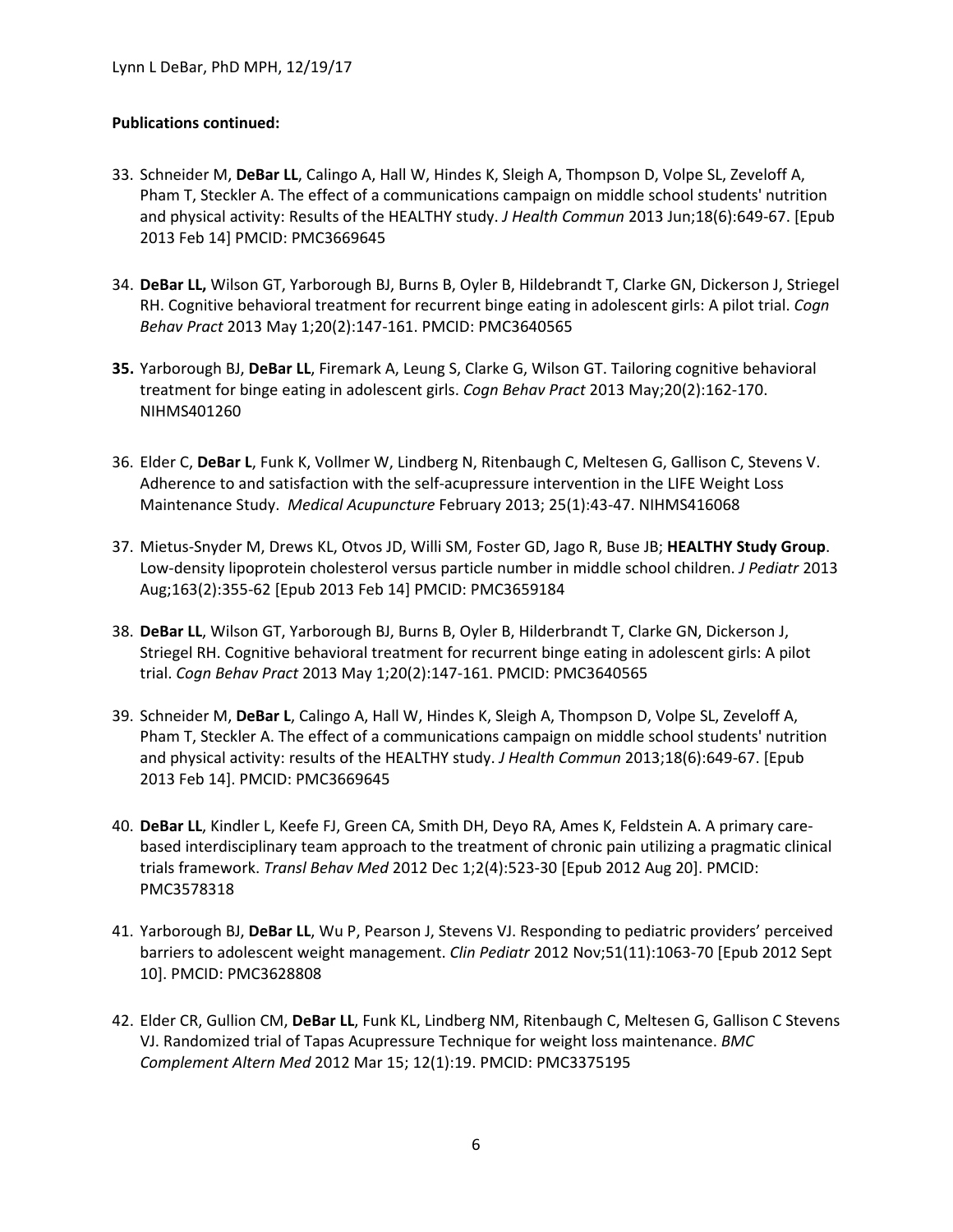**Publications continued:**

33. Schneider M, **DeBar LL**, Calingo A, Hall W, Hindes K, Sleigh A, Thompson D, Volpe SL, Zeveloff A, Pham T, Steckler A. The effect of a communications campaign on middle school students' nutrition and physical activity: Results of the HEALTHY study. *J Health Commun* 2013 Jun;18(6):649-67. [Epub 2013 Feb 14] PMCID: PMC3669645

34. **DeBar LL,** Wilson GT, Yarborough BJ, Burns B, Oyler B, Hildebrandt T, Clarke GN, Dickerson J, Striegel RH. Cognitive behavioral treatment for recurrent binge eating in adolescent girls: A pilot trial. *Cogn Behav Pract* 2013 May 1;20(2):147-161. PMCID: PMC3640565

35. Yarborough BJ, **DeBar LL**, Firemark A, Leung S, Clarke G, Wilson GT. Tailoring cognitive behavioral treatment for binge eating in adolescent girls. *Cogn Behav Pract* 2013 May;20(2):162-170. NIHMS401260

36. Elder C, **DeBar L**, Funk K, Vollmer W, Lindberg N, Ritenbaugh C, Meltesen G, Gallison C, Stevens V. Adherence to and satisfaction with the self-acupressure intervention in the LIFE Weight Loss Maintenance Study. *Medical Acupuncture* February 2013; 25(1):43-47. NIHMS416068

37. Mietus-Snyder M, Drews KL, Otvos JD, Willi SM, Foster GD, Jago R, Buse JB; **HEALTHY Study Group**. Low-density lipoprotein cholesterol versus particle number in middle school children. *J Pediatr* 2013 Aug;163(2):355-62 [Epub 2013 Feb 14] PMCID: PMC3659184

38. **DeBar LL**, Wilson GT, Yarborough BJ, Burns B, Oyler B, Hilderbrandt T, Clarke GN, Dickerson J, Striegel RH. Cognitive behavioral treatment for recurrent binge eating in adolescent girls: A pilot trial. *Cogn Behav Pract* 2013 May 1;20(2):147-161. PMCID: PMC3640565

39. Schneider M, **DeBar L**, Calingo A, Hall W, Hindes K, Sleigh A, Thompson D, Volpe SL, Zeveloff A, Pham T, Steckler A. The effect of a communications campaign on middle school students' nutrition and physical activity: results of the HEALTHY study. *J Health Commun* 2013;18(6):649-67. [Epub 2013 Feb 14]. PMCID: PMC3669645

40. **DeBar LL**, Kindler L, Keefe FJ, Green CA, Smith DH, Deyo RA, Ames K, Feldstein A. A primary care-based interdisciplinary team approach to the treatment of chronic pain utilizing a pragmatic clinical trials framework. *Transl Behav Med* 2012 Dec 1;2(4):523-30 [Epub 2012 Aug 20]. PMCID: PMC3578318

41. Yarborough BJ, **DeBar LL**, Wu P, Pearson J, Stevens VJ. Responding to pediatric providers' perceived barriers to adolescent weight management. *Clin Pediatr* 2012 Nov;51(11):1063-70 [Epub 2012 Sept 10]. PMCID: PMC3628808

42. Elder CR, Gullion CM, **DeBar LL**, Funk KL, Lindberg NM, Ritenbaugh C, Meltesen G, Gallison C Stevens VJ. Randomized trial of Tapas Acupressure Technique for weight loss maintenance. *BMC Complement Altern Med* 2012 Mar 15; 12(1):19. PMCID: PMC3375195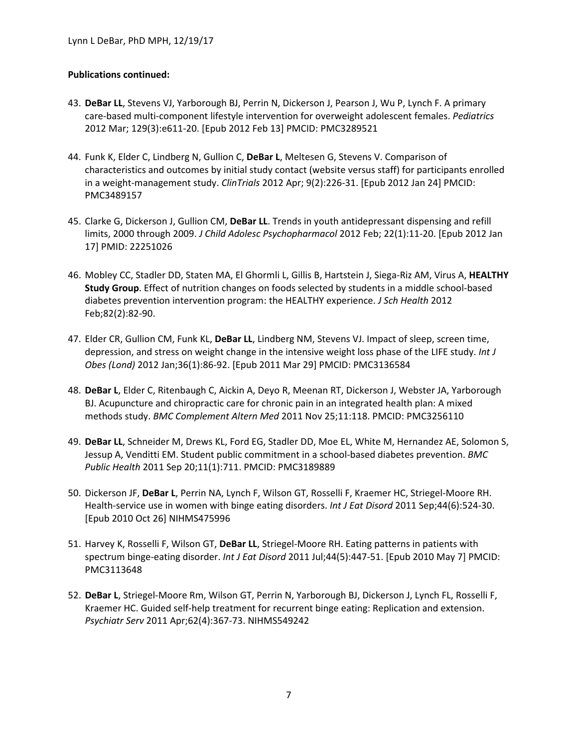**Publications continued:**

43. **DeBar LL**, Stevens VJ, Yarborough BJ, Perrin N, Dickerson J, Pearson J, Wu P, Lynch F. A primary care-based multi-component lifestyle intervention for overweight adolescent females. *Pediatrics* 2012 Mar; 129(3):e611-20. [Epub 2012 Feb 13] PMCID: PMC3289521

44. Funk K, Elder C, Lindberg N, Gullion C, **DeBar L**, Meltesen G, Stevens V. Comparison of characteristics and outcomes by initial study contact (website versus staff) for participants enrolled in a weight-management study. *ClinTrials* 2012 Apr; 9(2):226-31. [Epub 2012 Jan 24] PMCID: PMC3489157

45. Clarke G, Dickerson J, Gullion CM, **DeBar LL**. Trends in youth antidepressant dispensing and refill limits, 2000 through 2009. *J Child Adolesc Psychopharmacol* 2012 Feb; 22(1):11-20. [Epub 2012 Jan 17] PMID: 22251026

46. Mobley CC, Stadler DD, Staten MA, El Ghormli L, Gillis B, Hartstein J, Siega-Riz AM, Virus A, **HEALTHY Study Group**. Effect of nutrition changes on foods selected by students in a middle school-based diabetes prevention intervention program: the HEALTHY experience. *J Sch Health* 2012 Feb;82(2):82-90.

47. Elder CR, Gullion CM, Funk KL, **DeBar LL**, Lindberg NM, Stevens VJ. Impact of sleep, screen time, depression, and stress on weight change in the intensive weight loss phase of the LIFE study. *Int J Obes (Lond)* 2012 Jan;36(1):86-92. [Epub 2011 Mar 29] PMCID: PMC3136584

48. **DeBar L**, Elder C, Ritenbaugh C, Aickin A, Deyo R, Meenan RT, Dickerson J, Webster JA, Yarborough BJ. Acupuncture and chiropractic care for chronic pain in an integrated health plan: A mixed methods study. *BMC Complement Altern Med* 2011 Nov 25;11:118. PMCID: PMC3256110

49. **DeBar LL**, Schneider M, Drews KL, Ford EG, Stadler DD, Moe EL, White M, Hernandez AE, Solomon S, Jessup A, Venditti EM. Student public commitment in a school-based diabetes prevention. *BMC Public Health* 2011 Sep 20;11(1):711. PMCID: PMC3189889

50. Dickerson JF, **DeBar L**, Perrin NA, Lynch F, Wilson GT, Rosselli F, Kraemer HC, Striegel-Moore RH. Health-service use in women with binge eating disorders. *Int J Eat Disord* 2011 Sep;44(6):524-30. [Epub 2010 Oct 26] NIHMS475996

51. Harvey K, Rosselli F, Wilson GT, **DeBar LL**, Striegel-Moore RH. Eating patterns in patients with spectrum binge-eating disorder. *Int J Eat Disord* 2011 Jul;44(5):447-51. [Epub 2010 May 7] PMCID: PMC3113648

52. **DeBar L**, Striegel-Moore Rm, Wilson GT, Perrin N, Yarborough BJ, Dickerson J, Lynch FL, Rosselli F, Kraemer HC. Guided self-help treatment for recurrent binge eating: Replication and extension. *Psychiatr Serv* 2011 Apr;62(4):367-73. NIHMS549242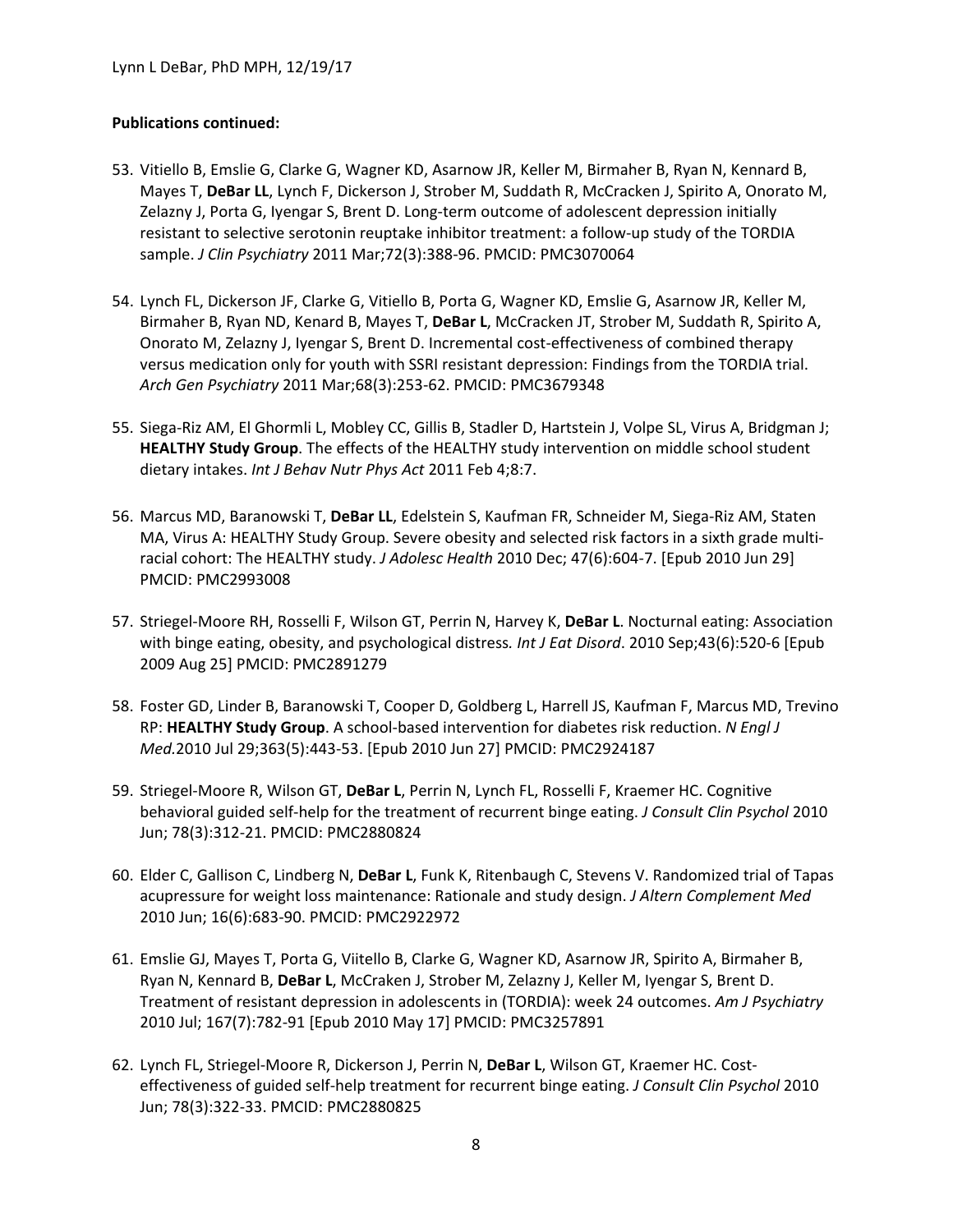**Publications continued:**

53. Vitiello B, Emslie G, Clarke G, Wagner KD, Asarnow JR, Keller M, Birmaher B, Ryan N, Kennard B, Mayes T, **DeBar LL**, Lynch F, Dickerson J, Strober M, Suddath R, McCracken J, Spirito A, Onorato M, Zelazny J, Porta G, Iyengar S, Brent D. Long-term outcome of adolescent depression initially resistant to selective serotonin reuptake inhibitor treatment: a follow-up study of the TORDIA sample. *J Clin Psychiatry* 2011 Mar;72(3):388-96. PMCID: PMC3070064

54. Lynch FL, Dickerson JF, Clarke G, Vitiello B, Porta G, Wagner KD, Emslie G, Asarnow JR, Keller M, Birmaher B, Ryan ND, Kenard B, Mayes T, **DeBar L**, McCracken JT, Strober M, Suddath R, Spirito A, Onorato M, Zelazny J, Iyengar S, Brent D. Incremental cost-effectiveness of combined therapy versus medication only for youth with SSRI resistant depression: Findings from the TORDIA trial. *Arch Gen Psychiatry* 2011 Mar;68(3):253-62. PMCID: PMC3679348

55. Siega-Riz AM, El Ghormli L, Mobley CC, Gillis B, Stadler D, Hartstein J, Volpe SL, Virus A, Bridgman J; **HEALTHY Study Group**. The effects of the HEALTHY study intervention on middle school student dietary intakes. *Int J Behav Nutr Phys Act* 2011 Feb 4;8:7.

56. Marcus MD, Baranowski T, **DeBar LL**, Edelstein S, Kaufman FR, Schneider M, Siega-Riz AM, Staten MA, Virus A: HEALTHY Study Group. Severe obesity and selected risk factors in a sixth grade multi-racial cohort: The HEALTHY study. *J Adolesc Health* 2010 Dec; 47(6):604-7. [Epub 2010 Jun 29] PMCID: PMC2993008

57. Striegel-Moore RH, Rosselli F, Wilson GT, Perrin N, Harvey K, **DeBar L**. Nocturnal eating: Association with binge eating, obesity, and psychological distress*. Int J Eat Disord*. 2010 Sep;43(6):520-6 [Epub 2009 Aug 25] PMCID: PMC2891279

58. Foster GD, Linder B, Baranowski T, Cooper D, Goldberg L, Harrell JS, Kaufman F, Marcus MD, Trevino RP: **HEALTHY Study Group**. A school-based intervention for diabetes risk reduction. *N Engl J Med.*2010 Jul 29;363(5):443-53. [Epub 2010 Jun 27] PMCID: PMC2924187

59. Striegel-Moore R, Wilson GT, **DeBar L**, Perrin N, Lynch FL, Rosselli F, Kraemer HC. Cognitive behavioral guided self-help for the treatment of recurrent binge eating. *J Consult Clin Psychol* 2010 Jun; 78(3):312-21. PMCID: PMC2880824

60. Elder C, Gallison C, Lindberg N, **DeBar L**, Funk K, Ritenbaugh C, Stevens V. Randomized trial of Tapas acupressure for weight loss maintenance: Rationale and study design. *J Altern Complement Med* 2010 Jun; 16(6):683-90. PMCID: PMC2922972

61. Emslie GJ, Mayes T, Porta G, Viitello B, Clarke G, Wagner KD, Asarnow JR, Spirito A, Birmaher B, Ryan N, Kennard B, **DeBar L**, McCraken J, Strober M, Zelazny J, Keller M, Iyengar S, Brent D. Treatment of resistant depression in adolescents in (TORDIA): week 24 outcomes. *Am J Psychiatry* 2010 Jul; 167(7):782-91 [Epub 2010 May 17] PMCID: PMC3257891

62. Lynch FL, Striegel-Moore R, Dickerson J, Perrin N, **DeBar L**, Wilson GT, Kraemer HC. Cost-effectiveness of guided self-help treatment for recurrent binge eating. *J Consult Clin Psychol* 2010 Jun; 78(3):322-33. PMCID: PMC2880825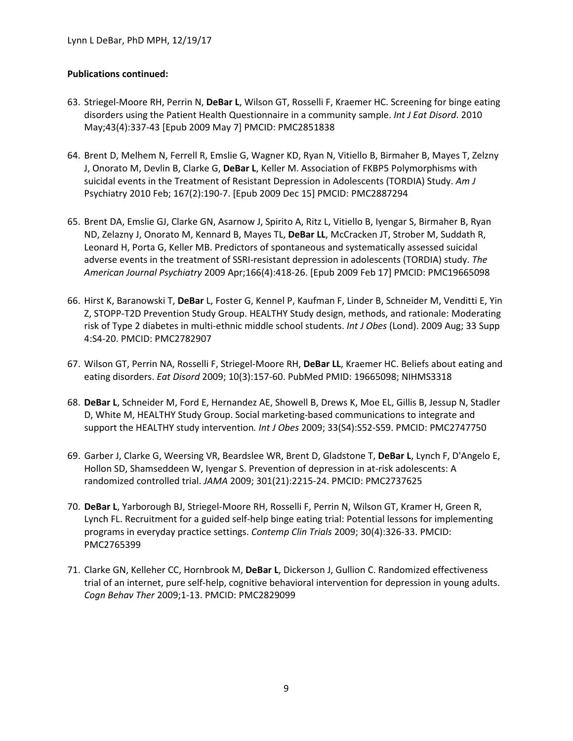**Publications continued:**

63. Striegel-Moore RH, Perrin N, **DeBar L**, Wilson GT, Rosselli F, Kraemer HC. Screening for binge eating disorders using the Patient Health Questionnaire in a community sample. *Int J Eat Disord*. 2010 May;43(4):337-43 [Epub 2009 May 7] PMCID: PMC2851838

64. Brent D, Melhem N, Ferrell R, Emslie G, Wagner KD, Ryan N, Vitiello B, Birmaher B, Mayes T, Zelzny J, Onorato M, Devlin B, Clarke G, **DeBar L**, Keller M. Association of FKBP5 Polymorphisms with suicidal events in the Treatment of Resistant Depression in Adolescents (TORDIA) Study. *Am J* Psychiatry 2010 Feb; 167(2):190-7. [Epub 2009 Dec 15] PMCID: PMC2887294

65. Brent DA, Emslie GJ, Clarke GN, Asarnow J, Spirito A, Ritz L, Vitiello B, Iyengar S, Birmaher B, Ryan ND, Zelazny J, Onorato M, Kennard B, Mayes TL, **DeBar LL**, McCracken JT, Strober M, Suddath R, Leonard H, Porta G, Keller MB. Predictors of spontaneous and systematically assessed suicidal adverse events in the treatment of SSRI-resistant depression in adolescents (TORDIA) study. *The American Journal Psychiatry* 2009 Apr;166(4):418-26. [Epub 2009 Feb 17] PMCID: PMC19665098

66. Hirst K, Baranowski T, **DeBar** L, Foster G, Kennel P, Kaufman F, Linder B, Schneider M, Venditti E, Yin Z, STOPP-T2D Prevention Study Group. HEALTHY Study design, methods, and rationale: Moderating risk of Type 2 diabetes in multi-ethnic middle school students. *Int J Obes* (Lond). 2009 Aug; 33 Supp 4:S4-20. PMCID: PMC2782907

67. Wilson GT, Perrin NA, Rosselli F, Striegel-Moore RH, **DeBar LL**, Kraemer HC. Beliefs about eating and eating disorders. *Eat Disord* 2009; 10(3):157-60. PubMed PMID: 19665098; NIHMS3318

68. **DeBar L**, Schneider M, Ford E, Hernandez AE, Showell B, Drews K, Moe EL, Gillis B, Jessup N, Stadler D, White M, HEALTHY Study Group. Social marketing-based communications to integrate and support the HEALTHY study intervention*. Int J Obes* 2009; 33(S4):S52-S59. PMCID: PMC2747750

69. Garber J, Clarke G, Weersing VR, Beardslee WR, Brent D, Gladstone T, **DeBar L**, Lynch F, D'Angelo E, Hollon SD, Shamseddeen W, Iyengar S. Prevention of depression in at-risk adolescents: A randomized controlled trial. *JAMA* 2009; 301(21):2215-24. PMCID: PMC2737625

70. **DeBar L**, Yarborough BJ, Striegel-Moore RH, Rosselli F, Perrin N, Wilson GT, Kramer H, Green R, Lynch FL. Recruitment for a guided self-help binge eating trial: Potential lessons for implementing programs in everyday practice settings. *Contemp Clin Trials* 2009; 30(4):326-33. PMCID: PMC2765399

71. Clarke GN, Kelleher CC, Hornbrook M, **DeBar L**, Dickerson J, Gullion C. Randomized effectiveness trial of an internet, pure self-help, cognitive behavioral intervention for depression in young adults. *Cogn Behav Ther* 2009;1-13. PMCID: PMC2829099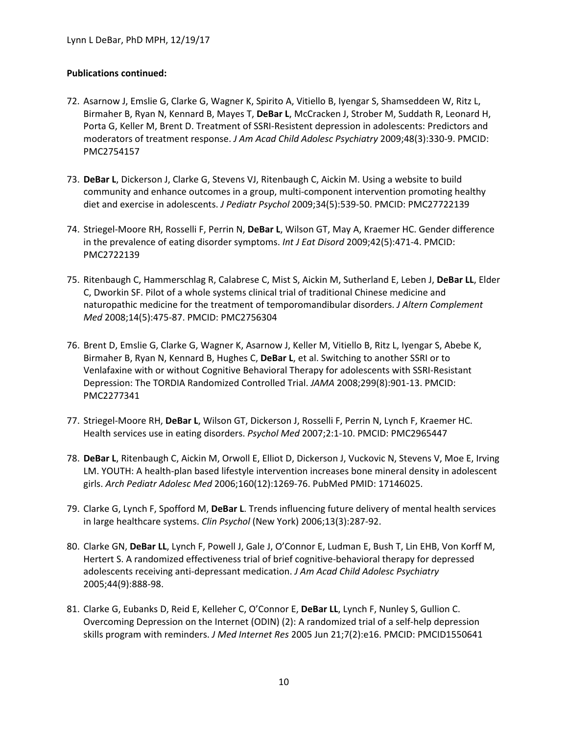**Publications continued:**

72. Asarnow J, Emslie G, Clarke G, Wagner K, Spirito A, Vitiello B, Iyengar S, Shamseddeen W, Ritz L, Birmaher B, Ryan N, Kennard B, Mayes T, **DeBar L**, McCracken J, Strober M, Suddath R, Leonard H, Porta G, Keller M, Brent D. Treatment of SSRI-Resistent depression in adolescents: Predictors and moderators of treatment response. *J Am Acad Child Adolesc Psychiatry* 2009;48(3):330-9. PMCID: PMC2754157

73. **DeBar L**, Dickerson J, Clarke G, Stevens VJ, Ritenbaugh C, Aickin M. Using a website to build community and enhance outcomes in a group, multi-component intervention promoting healthy diet and exercise in adolescents. *J Pediatr Psychol* 2009;34(5):539-50. PMCID: PMC27722139

74. Striegel-Moore RH, Rosselli F, Perrin N, **DeBar L**, Wilson GT, May A, Kraemer HC. Gender difference in the prevalence of eating disorder symptoms. *Int J Eat Disord* 2009;42(5):471-4. PMCID: PMC2722139

75. Ritenbaugh C, Hammerschlag R, Calabrese C, Mist S, Aickin M, Sutherland E, Leben J, **DeBar LL**, Elder C, Dworkin SF. Pilot of a whole systems clinical trial of traditional Chinese medicine and naturopathic medicine for the treatment of temporomandibular disorders. *J Altern Complement Med* 2008;14(5):475-87. PMCID: PMC2756304

76. Brent D, Emslie G, Clarke G, Wagner K, Asarnow J, Keller M, Vitiello B, Ritz L, Iyengar S, Abebe K, Birmaher B, Ryan N, Kennard B, Hughes C, **DeBar L**, et al. Switching to another SSRI or to Venlafaxine with or without Cognitive Behavioral Therapy for adolescents with SSRI-Resistant Depression: The TORDIA Randomized Controlled Trial. *JAMA* 2008;299(8):901-13. PMCID: PMC2277341

77. Striegel-Moore RH, **DeBar L**, Wilson GT, Dickerson J, Rosselli F, Perrin N, Lynch F, Kraemer HC. Health services use in eating disorders. *Psychol Med* 2007;2:1-10. PMCID: PMC2965447

78. **DeBar L**, Ritenbaugh C, Aickin M, Orwoll E, Elliot D, Dickerson J, Vuckovic N, Stevens V, Moe E, Irving LM. YOUTH: A health-plan based lifestyle intervention increases bone mineral density in adolescent girls. *Arch Pediatr Adolesc Med* 2006;160(12):1269-76. PubMed PMID: 17146025.

79. Clarke G, Lynch F, Spofford M, **DeBar L**. Trends influencing future delivery of mental health services in large healthcare systems. *Clin Psychol* (New York) 2006;13(3):287-92.

80. Clarke GN, **DeBar LL**, Lynch F, Powell J, Gale J, O'Connor E, Ludman E, Bush T, Lin EHB, Von Korff M, Hertert S. A randomized effectiveness trial of brief cognitive-behavioral therapy for depressed adolescents receiving anti-depressant medication. *J Am Acad Child Adolesc Psychiatry* 2005;44(9):888-98.

81. Clarke G, Eubanks D, Reid E, Kelleher C, O'Connor E, **DeBar LL**, Lynch F, Nunley S, Gullion C. Overcoming Depression on the Internet (ODIN) (2): A randomized trial of a self-help depression skills program with reminders. *J Med Internet Res* 2005 Jun 21;7(2):e16. PMCID: PMCID1550641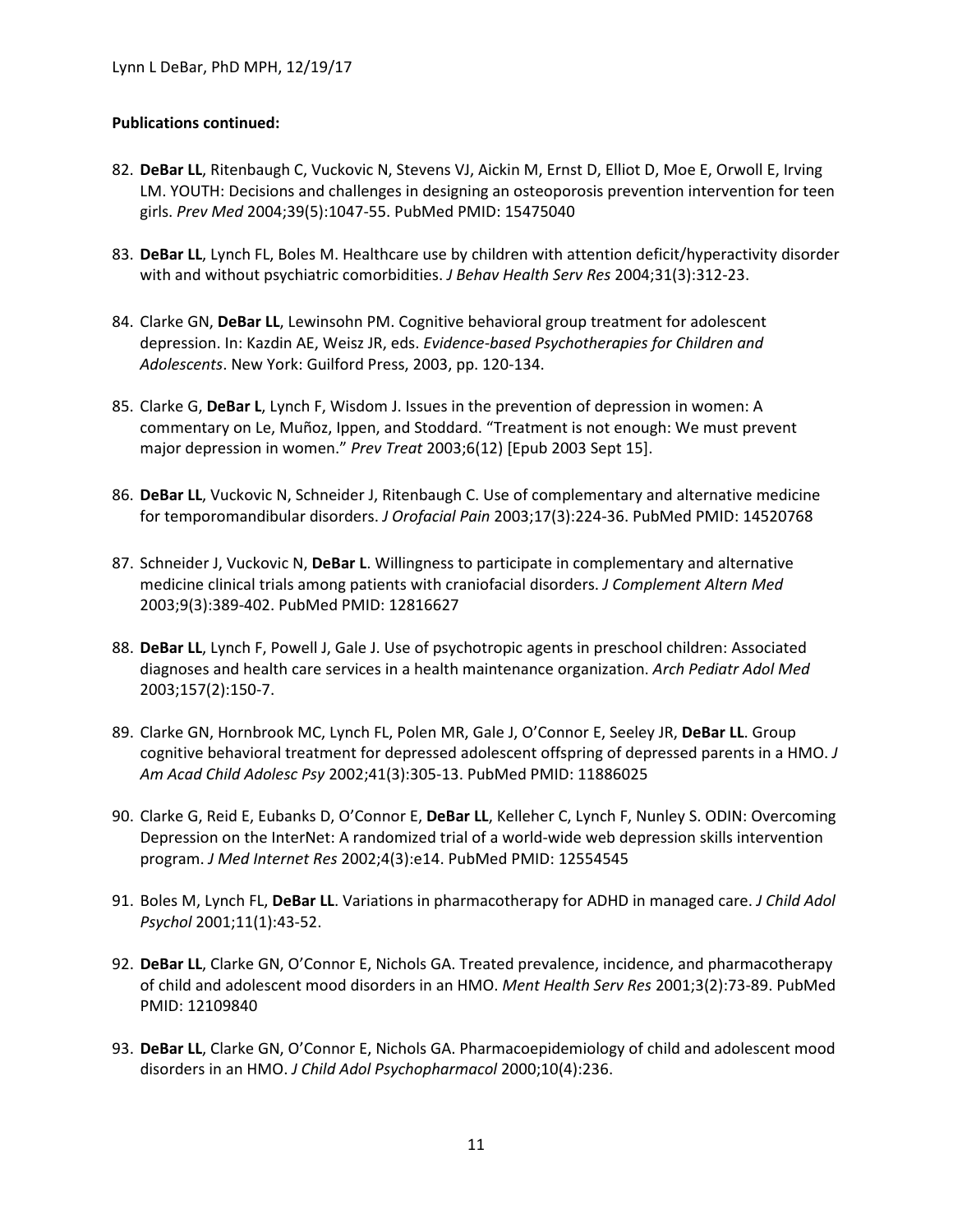**Publications continued:**

82. **DeBar LL**, Ritenbaugh C, Vuckovic N, Stevens VJ, Aickin M, Ernst D, Elliot D, Moe E, Orwoll E, Irving LM. YOUTH: Decisions and challenges in designing an osteoporosis prevention intervention for teen girls. *Prev Med* 2004;39(5):1047-55. PubMed PMID: 15475040

83. **DeBar LL**, Lynch FL, Boles M. Healthcare use by children with attention deficit/hyperactivity disorder with and without psychiatric comorbidities. *J Behav Health Serv Res* 2004;31(3):312-23.

84. Clarke GN, **DeBar LL**, Lewinsohn PM. Cognitive behavioral group treatment for adolescent depression. In: Kazdin AE, Weisz JR, eds. *Evidence-based Psychotherapies for Children and Adolescents*. New York: Guilford Press, 2003, pp. 120-134.

85. Clarke G, **DeBar L**, Lynch F, Wisdom J. Issues in the prevention of depression in women: A commentary on Le, Muñoz, Ippen, and Stoddard. "Treatment is not enough: We must prevent major depression in women." *Prev Treat* 2003;6(12) [Epub 2003 Sept 15].

86. **DeBar LL**, Vuckovic N, Schneider J, Ritenbaugh C. Use of complementary and alternative medicine for temporomandibular disorders. *J Orofacial Pain* 2003;17(3):224-36. PubMed PMID: 14520768

87. Schneider J, Vuckovic N, **DeBar L**. Willingness to participate in complementary and alternative medicine clinical trials among patients with craniofacial disorders. *J Complement Altern Med* 2003;9(3):389-402. PubMed PMID: 12816627

88. **DeBar LL**, Lynch F, Powell J, Gale J. Use of psychotropic agents in preschool children: Associated diagnoses and health care services in a health maintenance organization. *Arch Pediatr Adol Med* 2003;157(2):150-7.

89. Clarke GN, Hornbrook MC, Lynch FL, Polen MR, Gale J, O'Connor E, Seeley JR, **DeBar LL**. Group cognitive behavioral treatment for depressed adolescent offspring of depressed parents in a HMO. *J Am Acad Child Adolesc Psy* 2002;41(3):305-13. PubMed PMID: 11886025

90. Clarke G, Reid E, Eubanks D, O'Connor E, **DeBar LL**, Kelleher C, Lynch F, Nunley S. ODIN: Overcoming Depression on the InterNet: A randomized trial of a world-wide web depression skills intervention program. *J Med Internet Res* 2002;4(3):e14. PubMed PMID: 12554545

91. Boles M, Lynch FL, **DeBar LL**. Variations in pharmacotherapy for ADHD in managed care. *J Child Adol Psychol* 2001;11(1):43-52.

92. **DeBar LL**, Clarke GN, O'Connor E, Nichols GA. Treated prevalence, incidence, and pharmacotherapy of child and adolescent mood disorders in an HMO. *Ment Health Serv Res* 2001;3(2):73-89. PubMed PMID: 12109840

93. **DeBar LL**, Clarke GN, O'Connor E, Nichols GA. Pharmacoepidemiology of child and adolescent mood disorders in an HMO. *J Child Adol Psychopharmacol* 2000;10(4):236.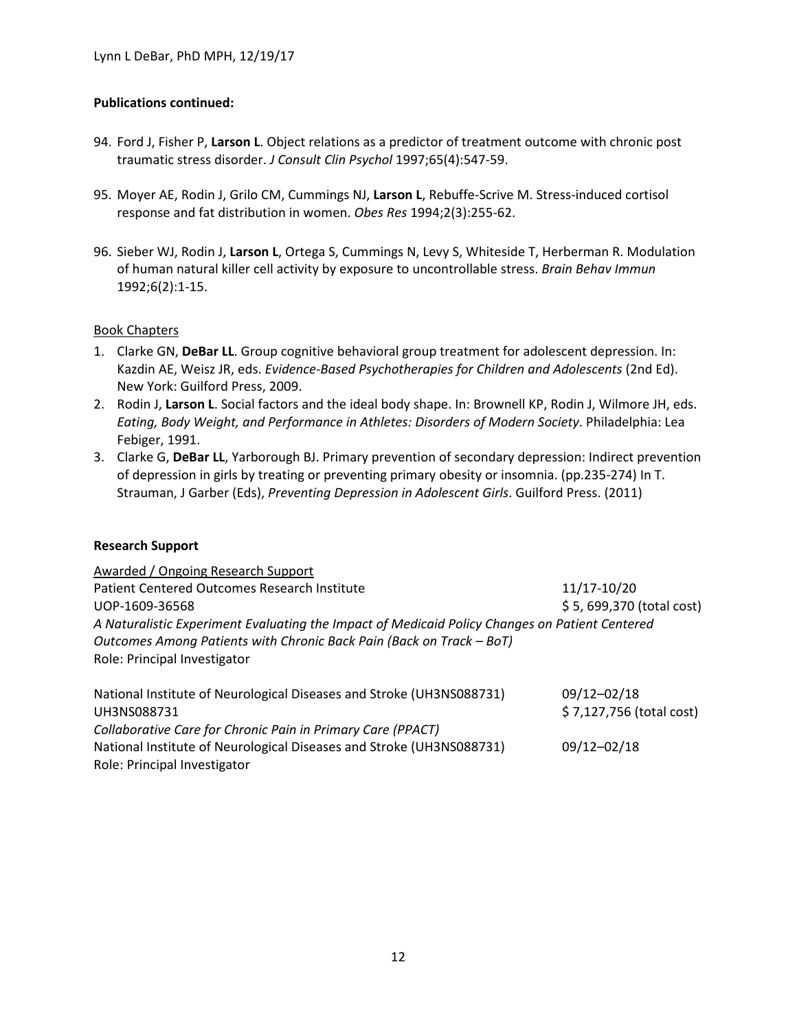**Publications continued:**

94. Ford J, Fisher P, **Larson L**. Object relations as a predictor of treatment outcome with chronic post traumatic stress disorder. *J Consult Clin Psychol* 1997;65(4):547-59.

95. Moyer AE, Rodin J, Grilo CM, Cummings NJ, **Larson L**, Rebuffe-Scrive M. Stress-induced cortisol response and fat distribution in women. *Obes Res* 1994;2(3):255-62.

96. Sieber WJ, Rodin J, **Larson L**, Ortega S, Cummings N, Levy S, Whiteside T, Herberman R. Modulation of human natural killer cell activity by exposure to uncontrollable stress. *Brain Behav Immun* 1992;6(2):1-15.

Book Chapters

1. Clarke GN, **DeBar LL**. Group cognitive behavioral group treatment for adolescent depression. In: Kazdin AE, Weisz JR, eds. *Evidence-Based Psychotherapies for Children and Adolescents* (2nd Ed). New York: Guilford Press, 2009.
2. Rodin J, **Larson L**. Social factors and the ideal body shape. In: Brownell KP, Rodin J, Wilmore JH, eds. *Eating, Body Weight, and Performance in Athletes: Disorders of Modern Society*. Philadelphia: Lea Febiger, 1991.
3. Clarke G, **DeBar LL**, Yarborough BJ. Primary prevention of secondary depression: Indirect prevention of depression in girls by treating or preventing primary obesity or insomnia. (pp.235-274) In T. Strauman, J Garber (Eds), *Preventing Depression in Adolescent Girls*. Guilford Press. (2011)

**Research Support**

Awarded / Ongoing Research Support

Patient Centered Outcomes Research Institute — 11/17-10/20
UOP-1609-36568 — $ 5, 699,370 (total cost)
*A Naturalistic Experiment Evaluating the Impact of Medicaid Policy Changes on Patient Centered Outcomes Among Patients with Chronic Back Pain (Back on Track – BoT)*
Role: Principal Investigator

National Institute of Neurological Diseases and Stroke (UH3NS088731) — 09/12–02/18
UH3NS088731 — $ 7,127,756 (total cost)
*Collaborative Care for Chronic Pain in Primary Care (PPACT)*
National Institute of Neurological Diseases and Stroke (UH3NS088731) — 09/12–02/18
Role: Principal Investigator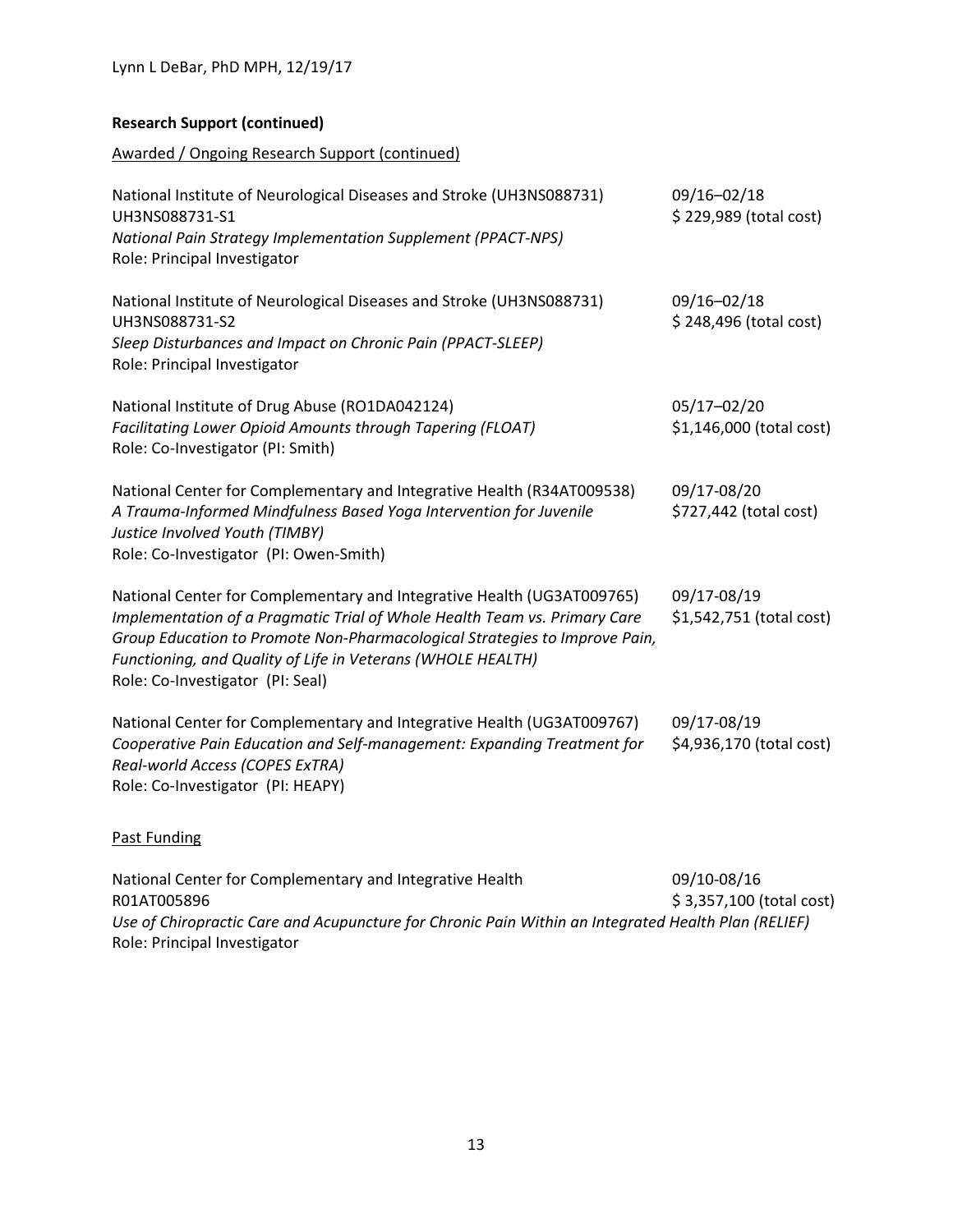**Research Support (continued)**

Awarded / Ongoing Research Support (continued)

National Institute of Neurological Diseases and Stroke (UH3NS088731) 09/16–02/18
UH3NS088731-S1 $ 229,989 (total cost)
*National Pain Strategy Implementation Supplement (PPACT-NPS)*
Role: Principal Investigator

National Institute of Neurological Diseases and Stroke (UH3NS088731) 09/16–02/18
UH3NS088731-S2 $ 248,496 (total cost)
*Sleep Disturbances and Impact on Chronic Pain (PPACT-SLEEP)*
Role: Principal Investigator

National Institute of Drug Abuse (RO1DA042124) 05/17–02/20
*Facilitating Lower Opioid Amounts through Tapering (FLOAT)* $1,146,000 (total cost)
Role: Co-Investigator (PI: Smith)

National Center for Complementary and Integrative Health (R34AT009538) 09/17-08/20
*A Trauma-Informed Mindfulness Based Yoga Intervention for Juvenile Justice Involved Youth (TIMBY)* $727,442 (total cost)
Role: Co-Investigator (PI: Owen-Smith)

National Center for Complementary and Integrative Health (UG3AT009765) 09/17-08/19
*Implementation of a Pragmatic Trial of Whole Health Team vs. Primary Care Group Education to Promote Non-Pharmacological Strategies to Improve Pain, Functioning, and Quality of Life in Veterans (WHOLE HEALTH)* $1,542,751 (total cost)
Role: Co-Investigator (PI: Seal)

National Center for Complementary and Integrative Health (UG3AT009767) 09/17-08/19
*Cooperative Pain Education and Self-management: Expanding Treatment for Real-world Access (COPES ExTRA)* $4,936,170 (total cost)
Role: Co-Investigator (PI: HEAPY)

Past Funding

National Center for Complementary and Integrative Health 09/10-08/16
R01AT005896 $ 3,357,100 (total cost)
*Use of Chiropractic Care and Acupuncture for Chronic Pain Within an Integrated Health Plan (RELIEF)*
Role: Principal Investigator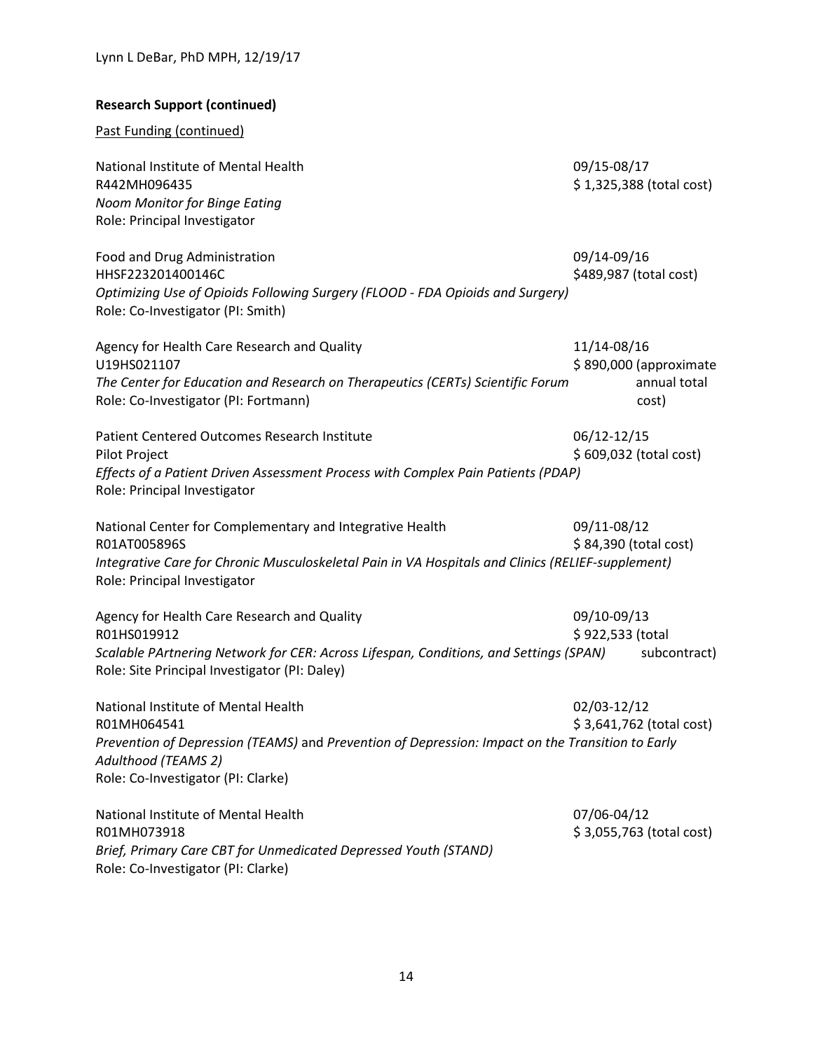**Research Support (continued)**

Past Funding (continued)

National Institute of Mental Health — 09/15-08/17
R442MH096435 — $ 1,325,388 (total cost)
*Noom Monitor for Binge Eating*
Role: Principal Investigator

Food and Drug Administration — 09/14-09/16
HHSF223201400146C — $489,987 (total cost)
*Optimizing Use of Opioids Following Surgery (FLOOD - FDA Opioids and Surgery)*
Role: Co-Investigator (PI: Smith)

Agency for Health Care Research and Quality — 11/14-08/16
U19HS021107 — $ 890,000 (approximate annual total cost)
*The Center for Education and Research on Therapeutics (CERTs) Scientific Forum*
Role: Co-Investigator (PI: Fortmann)

Patient Centered Outcomes Research Institute — 06/12-12/15
Pilot Project — $ 609,032 (total cost)
*Effects of a Patient Driven Assessment Process with Complex Pain Patients (PDAP)*
Role: Principal Investigator

National Center for Complementary and Integrative Health — 09/11-08/12
R01AT005896S — $ 84,390 (total cost)
*Integrative Care for Chronic Musculoskeletal Pain in VA Hospitals and Clinics (RELIEF-supplement)*
Role: Principal Investigator

Agency for Health Care Research and Quality — 09/10-09/13
R01HS019912 — $ 922,533 (total subcontract)
*Scalable PArtnering Network for CER: Across Lifespan, Conditions, and Settings (SPAN)*
Role: Site Principal Investigator (PI: Daley)

National Institute of Mental Health — 02/03-12/12
R01MH064541 — $ 3,641,762 (total cost)
*Prevention of Depression (TEAMS)* and *Prevention of Depression: Impact on the Transition to Early Adulthood (TEAMS 2)*
Role: Co-Investigator (PI: Clarke)

National Institute of Mental Health — 07/06-04/12
R01MH073918 — $ 3,055,763 (total cost)
*Brief, Primary Care CBT for Unmedicated Depressed Youth (STAND)*
Role: Co-Investigator (PI: Clarke)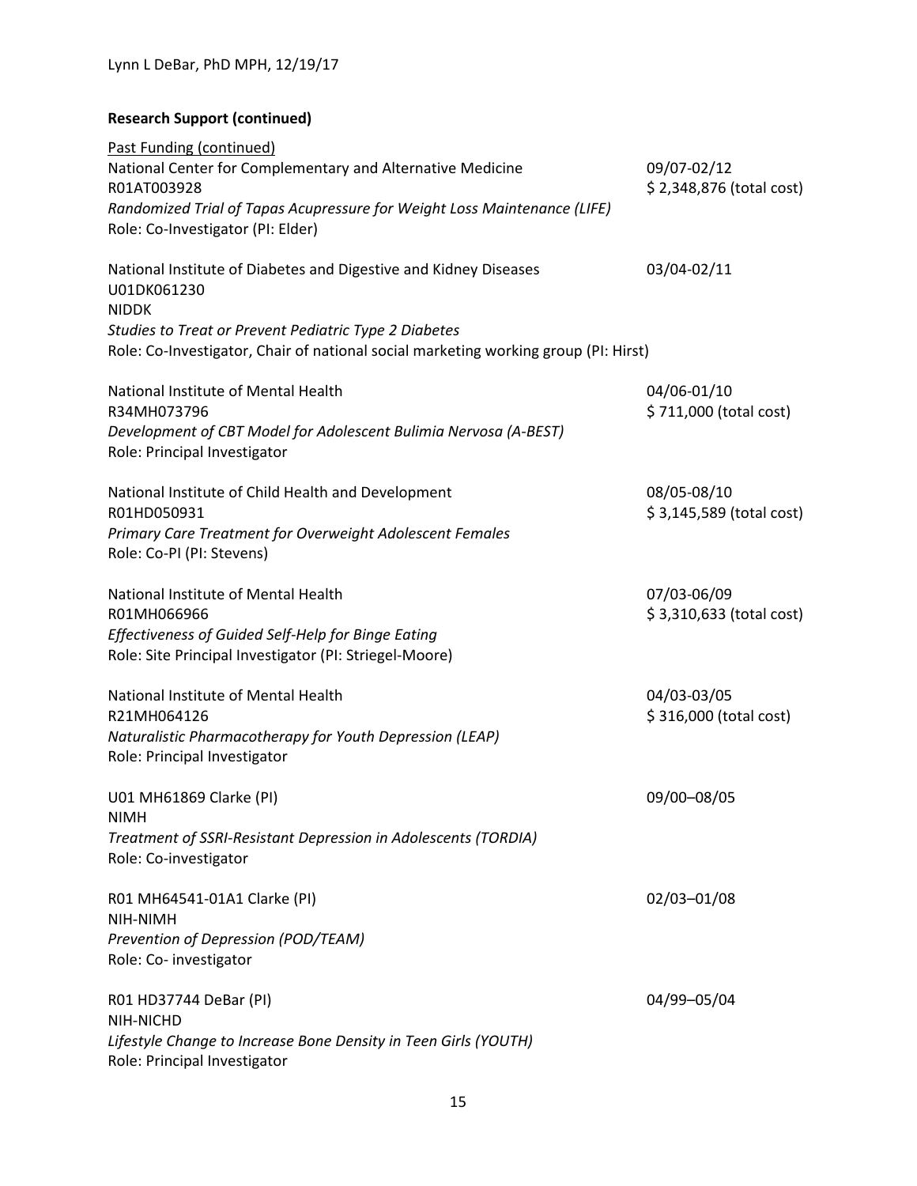**Research Support (continued)**

Past Funding (continued)

National Center for Complementary and Alternative Medicine — 09/07-02/12
R01AT003928 — $ 2,348,876 (total cost)
*Randomized Trial of Tapas Acupressure for Weight Loss Maintenance (LIFE)*
Role: Co-Investigator (PI: Elder)

National Institute of Diabetes and Digestive and Kidney Diseases — 03/04-02/11
U01DK061230
NIDDK
*Studies to Treat or Prevent Pediatric Type 2 Diabetes*
Role: Co-Investigator, Chair of national social marketing working group (PI: Hirst)

National Institute of Mental Health — 04/06-01/10
R34MH073796 — $ 711,000 (total cost)
*Development of CBT Model for Adolescent Bulimia Nervosa (A-BEST)*
Role: Principal Investigator

National Institute of Child Health and Development — 08/05-08/10
R01HD050931 — $ 3,145,589 (total cost)
*Primary Care Treatment for Overweight Adolescent Females*
Role: Co-PI (PI: Stevens)

National Institute of Mental Health — 07/03-06/09
R01MH066966 — $ 3,310,633 (total cost)
*Effectiveness of Guided Self-Help for Binge Eating*
Role: Site Principal Investigator (PI: Striegel-Moore)

National Institute of Mental Health — 04/03-03/05
R21MH064126 — $ 316,000 (total cost)
*Naturalistic Pharmacotherapy for Youth Depression (LEAP)*
Role: Principal Investigator

U01 MH61869 Clarke (PI) — 09/00–08/05
NIMH
*Treatment of SSRI-Resistant Depression in Adolescents (TORDIA)*
Role: Co-investigator

R01 MH64541-01A1 Clarke (PI) — 02/03–01/08
NIH-NIMH
*Prevention of Depression (POD/TEAM)*
Role: Co- investigator

R01 HD37744 DeBar (PI) — 04/99–05/04
NIH-NICHD
*Lifestyle Change to Increase Bone Density in Teen Girls (YOUTH)*
Role: Principal Investigator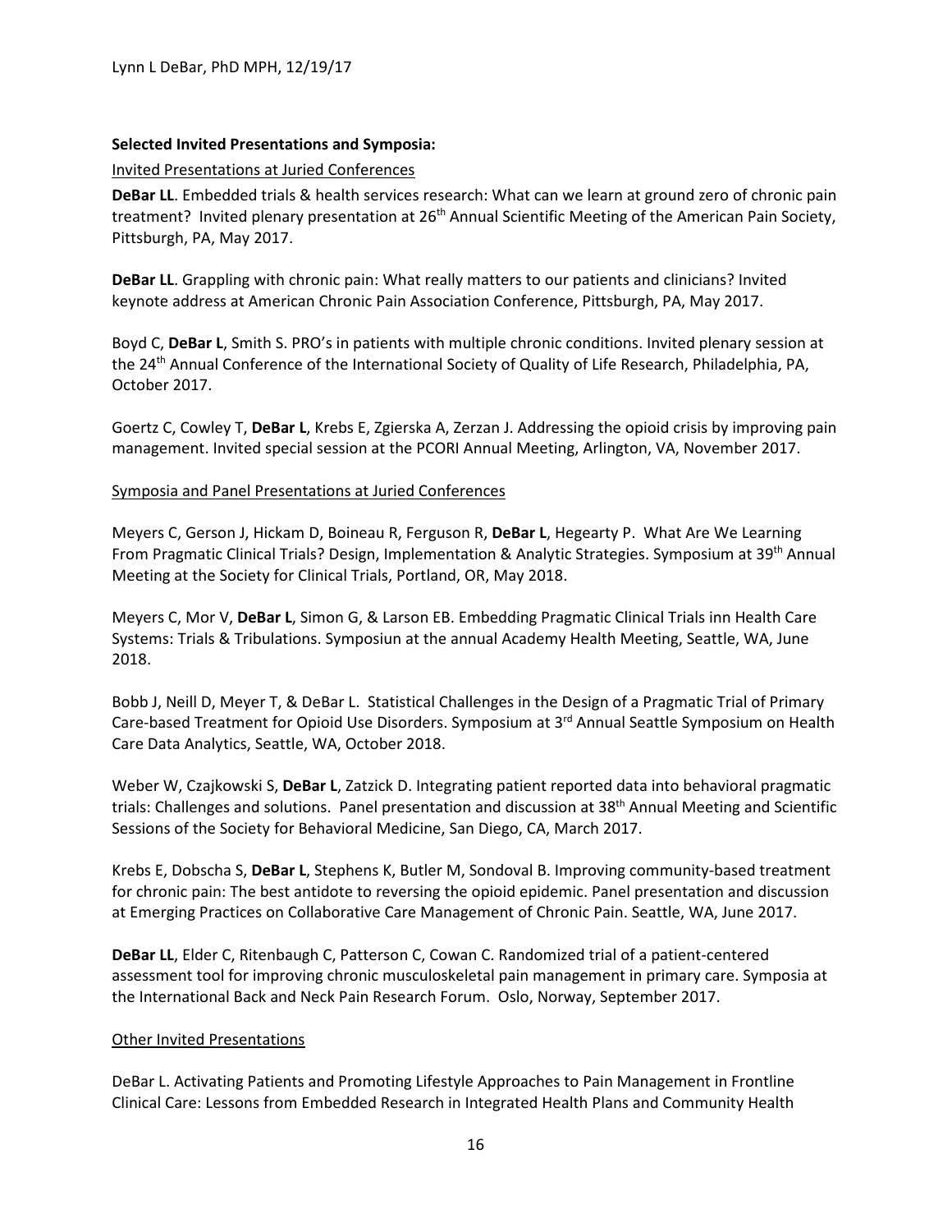**Selected Invited Presentations and Symposia:**

Invited Presentations at Juried Conferences

**DeBar LL**. Embedded trials & health services research: What can we learn at ground zero of chronic pain treatment? Invited plenary presentation at 26th Annual Scientific Meeting of the American Pain Society, Pittsburgh, PA, May 2017.

**DeBar LL**. Grappling with chronic pain: What really matters to our patients and clinicians? Invited keynote address at American Chronic Pain Association Conference, Pittsburgh, PA, May 2017.

Boyd C, **DeBar L**, Smith S. PRO's in patients with multiple chronic conditions. Invited plenary session at the 24th Annual Conference of the International Society of Quality of Life Research, Philadelphia, PA, October 2017.

Goertz C, Cowley T, **DeBar L**, Krebs E, Zgierska A, Zerzan J. Addressing the opioid crisis by improving pain management. Invited special session at the PCORI Annual Meeting, Arlington, VA, November 2017.

Symposia and Panel Presentations at Juried Conferences

Meyers C, Gerson J, Hickam D, Boineau R, Ferguson R, **DeBar L**, Hegearty P. What Are We Learning From Pragmatic Clinical Trials? Design, Implementation & Analytic Strategies. Symposium at 39th Annual Meeting at the Society for Clinical Trials, Portland, OR, May 2018.

Meyers C, Mor V, **DeBar L**, Simon G, & Larson EB. Embedding Pragmatic Clinical Trials inn Health Care Systems: Trials & Tribulations. Symposiun at the annual Academy Health Meeting, Seattle, WA, June 2018.

Bobb J, Neill D, Meyer T, & DeBar L. Statistical Challenges in the Design of a Pragmatic Trial of Primary Care-based Treatment for Opioid Use Disorders. Symposium at 3rd Annual Seattle Symposium on Health Care Data Analytics, Seattle, WA, October 2018.

Weber W, Czajkowski S, **DeBar L**, Zatzick D. Integrating patient reported data into behavioral pragmatic trials: Challenges and solutions. Panel presentation and discussion at 38th Annual Meeting and Scientific Sessions of the Society for Behavioral Medicine, San Diego, CA, March 2017.

Krebs E, Dobscha S, **DeBar L**, Stephens K, Butler M, Sondoval B. Improving community-based treatment for chronic pain: The best antidote to reversing the opioid epidemic. Panel presentation and discussion at Emerging Practices on Collaborative Care Management of Chronic Pain. Seattle, WA, June 2017.

**DeBar LL**, Elder C, Ritenbaugh C, Patterson C, Cowan C. Randomized trial of a patient-centered assessment tool for improving chronic musculoskeletal pain management in primary care. Symposia at the International Back and Neck Pain Research Forum. Oslo, Norway, September 2017.

Other Invited Presentations

DeBar L. Activating Patients and Promoting Lifestyle Approaches to Pain Management in Frontline Clinical Care: Lessons from Embedded Research in Integrated Health Plans and Community Health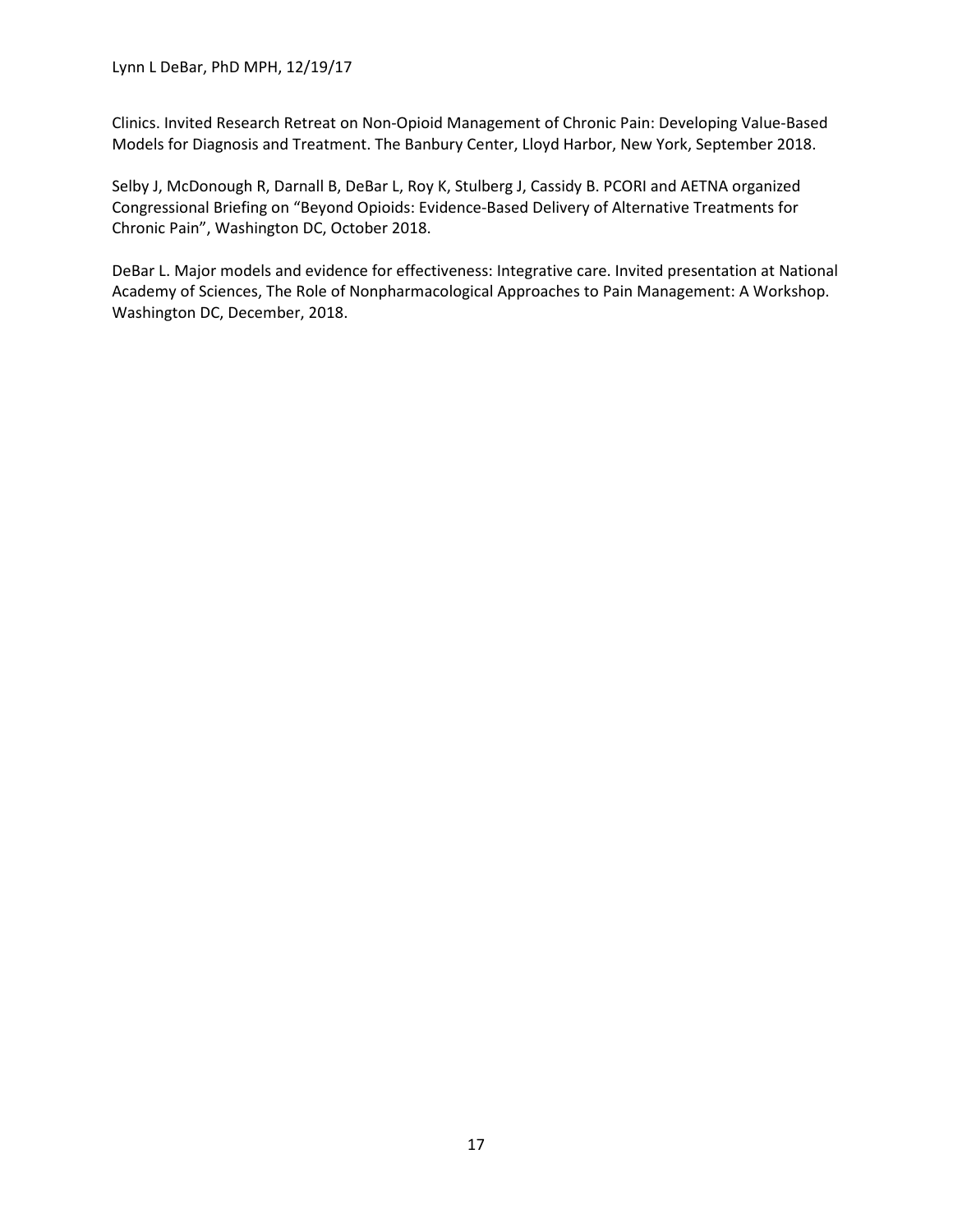Clinics. Invited Research Retreat on Non-Opioid Management of Chronic Pain: Developing Value-Based Models for Diagnosis and Treatment. The Banbury Center, Lloyd Harbor, New York, September 2018.

Selby J, McDonough R, Darnall B, DeBar L, Roy K, Stulberg J, Cassidy B. PCORI and AETNA organized Congressional Briefing on “Beyond Opioids: Evidence-Based Delivery of Alternative Treatments for Chronic Pain”, Washington DC, October 2018.

DeBar L. Major models and evidence for effectiveness: Integrative care. Invited presentation at National Academy of Sciences, The Role of Nonpharmacological Approaches to Pain Management: A Workshop. Washington DC, December, 2018.